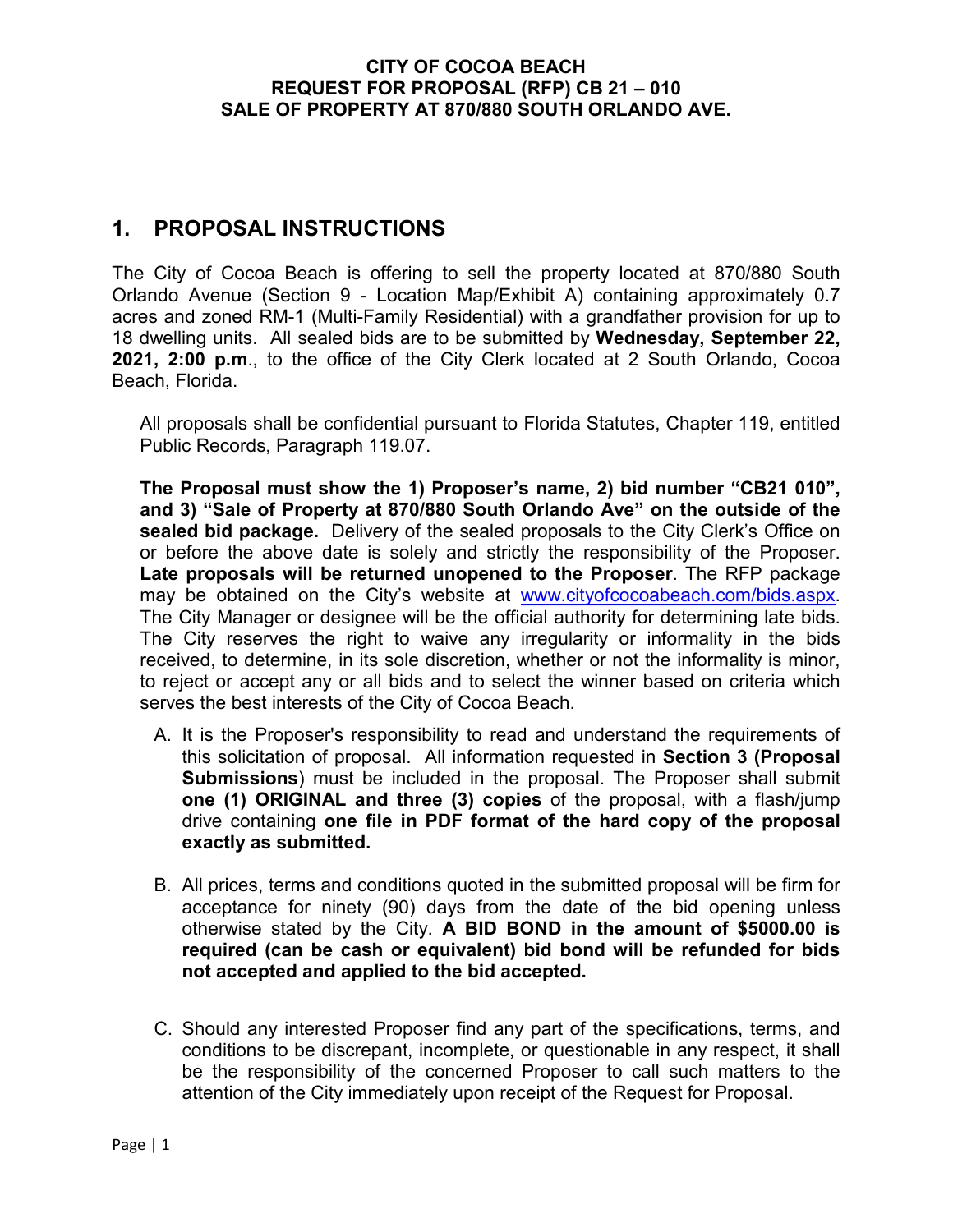**CITY OF COCOA BEACH**
**REQUEST FOR PROPOSAL (RFP) CB 21 – 010**
**SALE OF PROPERTY AT 870/880 SOUTH ORLANDO AVE.**

## 1. PROPOSAL INSTRUCTIONS

The City of Cocoa Beach is offering to sell the property located at 870/880 South Orlando Avenue (Section 9 - Location Map/Exhibit A) containing approximately 0.7 acres and zoned RM-1 (Multi-Family Residential) with a grandfather provision for up to 18 dwelling units. All sealed bids are to be submitted by **Wednesday, September 22, 2021, 2:00 p.m**., to the office of the City Clerk located at 2 South Orlando, Cocoa Beach, Florida.

All proposals shall be confidential pursuant to Florida Statutes, Chapter 119, entitled Public Records, Paragraph 119.07.

**The Proposal must show the 1) Proposer's name, 2) bid number "CB21 010", and 3) "Sale of Property at 870/880 South Orlando Ave" on the outside of the sealed bid package.** Delivery of the sealed proposals to the City Clerk's Office on or before the above date is solely and strictly the responsibility of the Proposer. **Late proposals will be returned unopened to the Proposer**. The RFP package may be obtained on the City's website at www.cityofcocoabeach.com/bids.aspx. The City Manager or designee will be the official authority for determining late bids. The City reserves the right to waive any irregularity or informality in the bids received, to determine, in its sole discretion, whether or not the informality is minor, to reject or accept any or all bids and to select the winner based on criteria which serves the best interests of the City of Cocoa Beach.

A. It is the Proposer's responsibility to read and understand the requirements of this solicitation of proposal. All information requested in **Section 3 (Proposal Submissions**) must be included in the proposal. The Proposer shall submit **one (1) ORIGINAL and three (3) copies** of the proposal, with a flash/jump drive containing **one file in PDF format of the hard copy of the proposal exactly as submitted.**

B. All prices, terms and conditions quoted in the submitted proposal will be firm for acceptance for ninety (90) days from the date of the bid opening unless otherwise stated by the City. **A BID BOND in the amount of $5000.00 is required (can be cash or equivalent) bid bond will be refunded for bids not accepted and applied to the bid accepted.**

C. Should any interested Proposer find any part of the specifications, terms, and conditions to be discrepant, incomplete, or questionable in any respect, it shall be the responsibility of the concerned Proposer to call such matters to the attention of the City immediately upon receipt of the Request for Proposal.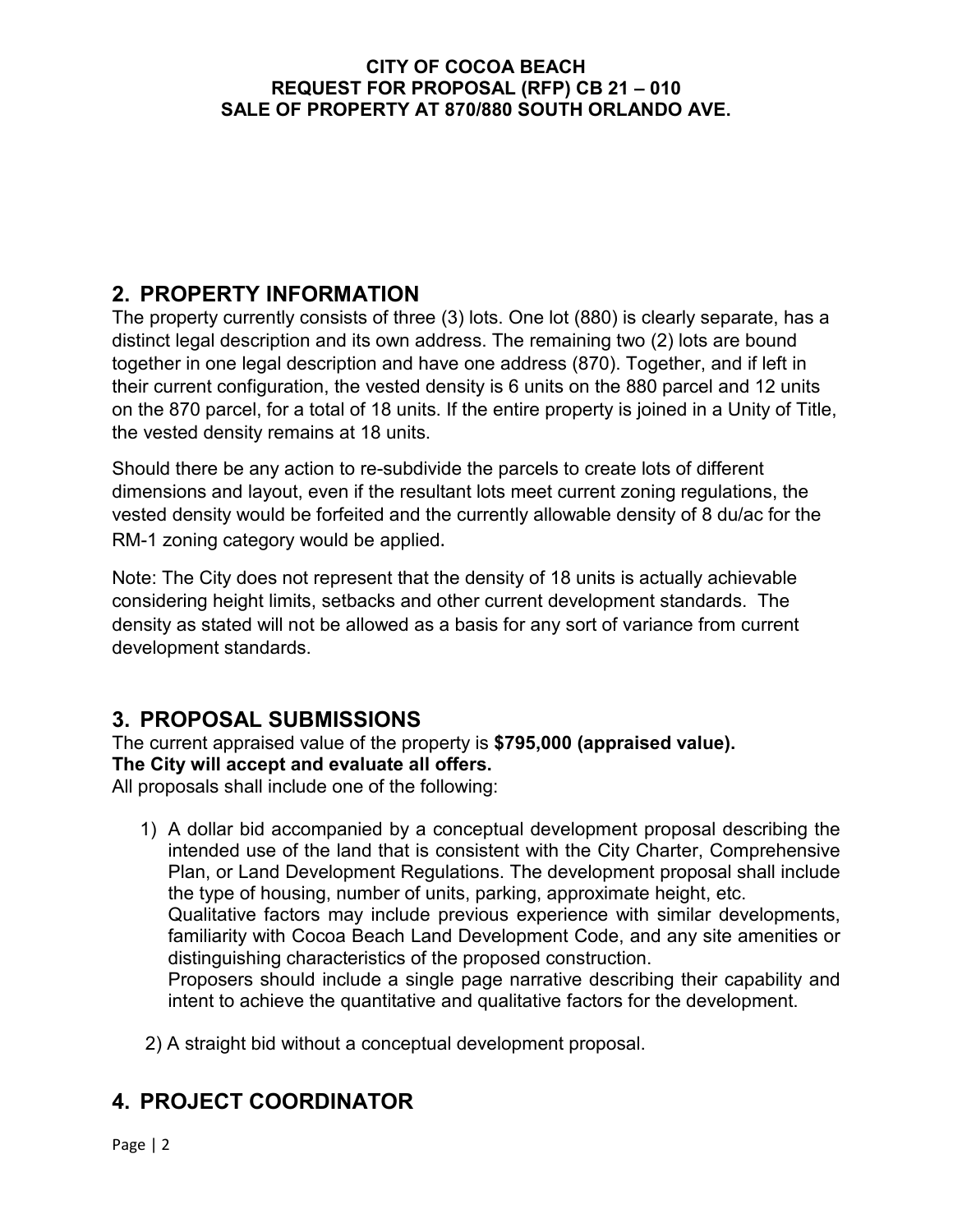## 2. PROPERTY INFORMATION

The property currently consists of three (3) lots. One lot (880) is clearly separate, has a distinct legal description and its own address. The remaining two (2) lots are bound together in one legal description and have one address (870). Together, and if left in their current configuration, the vested density is 6 units on the 880 parcel and 12 units on the 870 parcel, for a total of 18 units. If the entire property is joined in a Unity of Title, the vested density remains at 18 units.

Should there be any action to re-subdivide the parcels to create lots of different dimensions and layout, even if the resultant lots meet current zoning regulations, the vested density would be forfeited and the currently allowable density of 8 du/ac for the RM-1 zoning category would be applied.

Note: The City does not represent that the density of 18 units is actually achievable considering height limits, setbacks and other current development standards. The density as stated will not be allowed as a basis for any sort of variance from current development standards.

## 3. PROPOSAL SUBMISSIONS

The current appraised value of the property is **$795,000 (appraised value).**
**The City will accept and evaluate all offers.**
All proposals shall include one of the following:

1) A dollar bid accompanied by a conceptual development proposal describing the intended use of the land that is consistent with the City Charter, Comprehensive Plan, or Land Development Regulations. The development proposal shall include the type of housing, number of units, parking, approximate height, etc.
   Qualitative factors may include previous experience with similar developments, familiarity with Cocoa Beach Land Development Code, and any site amenities or distinguishing characteristics of the proposed construction.
   Proposers should include a single page narrative describing their capability and intent to achieve the quantitative and qualitative factors for the development.

2) A straight bid without a conceptual development proposal.

## 4. PROJECT COORDINATOR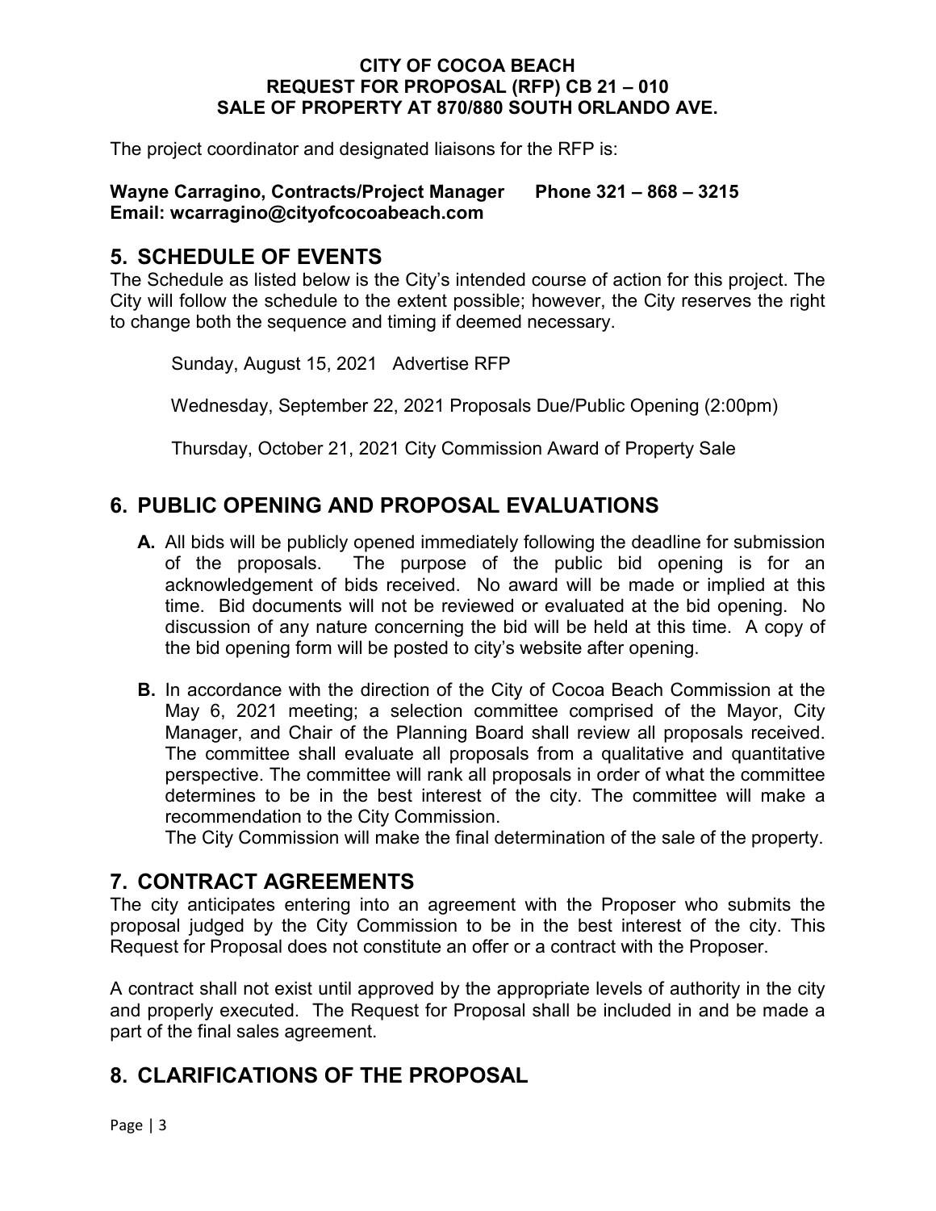**CITY OF COCOA BEACH**
**REQUEST FOR PROPOSAL (RFP) CB 21 – 010**
**SALE OF PROPERTY AT 870/880 SOUTH ORLANDO AVE.**

The project coordinator and designated liaisons for the RFP is:

**Wayne Carragino, Contracts/Project Manager Phone 321 – 868 – 3215**
**Email: wcarragino@cityofcocoabeach.com**

## 5. SCHEDULE OF EVENTS

The Schedule as listed below is the City's intended course of action for this project. The City will follow the schedule to the extent possible; however, the City reserves the right to change both the sequence and timing if deemed necessary.

Sunday, August 15, 2021 Advertise RFP

Wednesday, September 22, 2021 Proposals Due/Public Opening (2:00pm)

Thursday, October 21, 2021 City Commission Award of Property Sale

## 6. PUBLIC OPENING AND PROPOSAL EVALUATIONS

**A.** All bids will be publicly opened immediately following the deadline for submission of the proposals. The purpose of the public bid opening is for an acknowledgement of bids received. No award will be made or implied at this time. Bid documents will not be reviewed or evaluated at the bid opening. No discussion of any nature concerning the bid will be held at this time. A copy of the bid opening form will be posted to city's website after opening.

**B.** In accordance with the direction of the City of Cocoa Beach Commission at the May 6, 2021 meeting; a selection committee comprised of the Mayor, City Manager, and Chair of the Planning Board shall review all proposals received. The committee shall evaluate all proposals from a qualitative and quantitative perspective. The committee will rank all proposals in order of what the committee determines to be in the best interest of the city. The committee will make a recommendation to the City Commission.
The City Commission will make the final determination of the sale of the property.

## 7. CONTRACT AGREEMENTS

The city anticipates entering into an agreement with the Proposer who submits the proposal judged by the City Commission to be in the best interest of the city. This Request for Proposal does not constitute an offer or a contract with the Proposer.

A contract shall not exist until approved by the appropriate levels of authority in the city and properly executed. The Request for Proposal shall be included in and be made a part of the final sales agreement.

## 8. CLARIFICATIONS OF THE PROPOSAL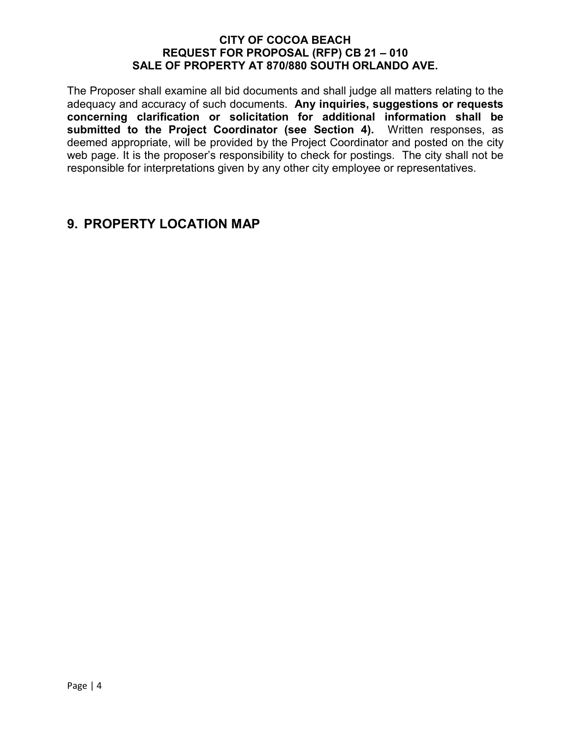The Proposer shall examine all bid documents and shall judge all matters relating to the adequacy and accuracy of such documents. **Any inquiries, suggestions or requests concerning clarification or solicitation for additional information shall be submitted to the Project Coordinator (see Section 4).** Written responses, as deemed appropriate, will be provided by the Project Coordinator and posted on the city web page. It is the proposer's responsibility to check for postings. The city shall not be responsible for interpretations given by any other city employee or representatives.

## 9. PROPERTY LOCATION MAP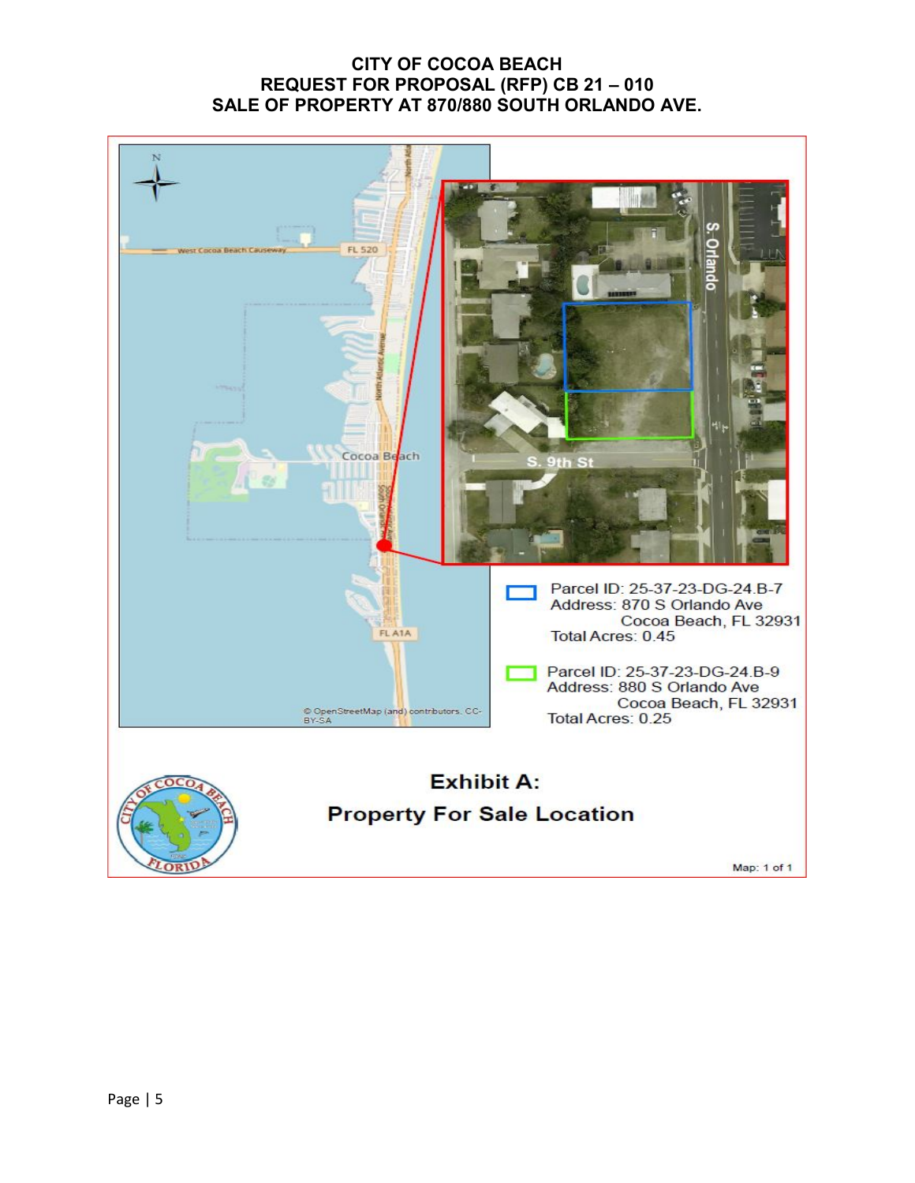# CITY OF COCOA BEACH
# REQUEST FOR PROPOSAL (RFP) CB 21 – 010
# SALE OF PROPERTY AT 870/880 SOUTH ORLANDO AVE.

N

West Cocoa Beach Causeway

FL 520

North Atlantic Avenue

Cocoa Beach

South Orlando Ave

FL A1A

© OpenStreetMap (and) contributors, CC-BY-SA

S. Orlando

S. 9th St

Parcel ID: 25-37-23-DG-24.B-7
Address: 870 S Orlando Ave
Cocoa Beach, FL 32931
Total Acres: 0.45

Parcel ID: 25-37-23-DG-24.B-9
Address: 880 S Orlando Ave
Cocoa Beach, FL 32931
Total Acres: 0.25

CITY OF COCOA BEACH FLORIDA

**Exhibit A:**
**Property For Sale Location**

Map: 1 of 1